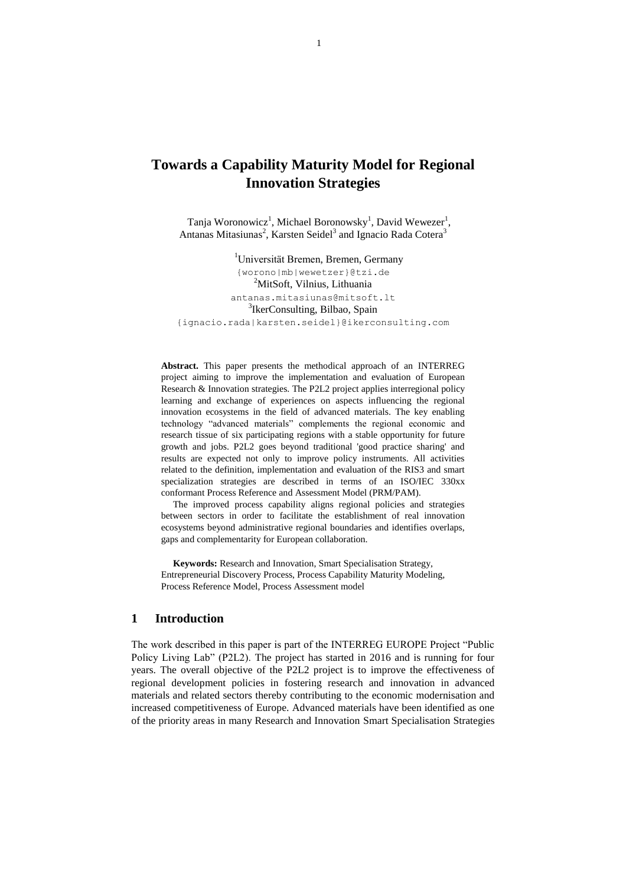# Towards a Capability Maturity Model for Regional Innovation Strategies

Tanja Woronowicz[1], Michael Boronowsky[1], David Wewezer[1], Antanas Mitasiunas[2], Karsten Seidel[3] and Ignacio Rada Cotera[3]

[1]Universität Bremen, Bremen, Germany
{worono|mb|wewetzer}@tzi.de
[2]MitSoft, Vilnius, Lithuania
antanas.mitasiunas@mitsoft.lt
[3]IkerConsulting, Bilbao, Spain
{ignacio.rada|karsten.seidel}@ikerconsulting.com

**Abstract.** This paper presents the methodical approach of an INTERREG project aiming to improve the implementation and evaluation of European Research & Innovation strategies. The P2L2 project applies interregional policy learning and exchange of experiences on aspects influencing the regional innovation ecosystems in the field of advanced materials. The key enabling technology "advanced materials" complements the regional economic and research tissue of six participating regions with a stable opportunity for future growth and jobs. P2L2 goes beyond traditional 'good practice sharing' and results are expected not only to improve policy instruments. All activities related to the definition, implementation and evaluation of the RIS3 and smart specialization strategies are described in terms of an ISO/IEC 330xx conformant Process Reference and Assessment Model (PRM/PAM).

The improved process capability aligns regional policies and strategies between sectors in order to facilitate the establishment of real innovation ecosystems beyond administrative regional boundaries and identifies overlaps, gaps and complementarity for European collaboration.

**Keywords:** Research and Innovation, Smart Specialisation Strategy, Entrepreneurial Discovery Process, Process Capability Maturity Modeling, Process Reference Model, Process Assessment model

## 1 Introduction

The work described in this paper is part of the INTERREG EUROPE Project "Public Policy Living Lab" (P2L2). The project has started in 2016 and is running for four years. The overall objective of the P2L2 project is to improve the effectiveness of regional development policies in fostering research and innovation in advanced materials and related sectors thereby contributing to the economic modernisation and increased competitiveness of Europe. Advanced materials have been identified as one of the priority areas in many Research and Innovation Smart Specialisation Strategies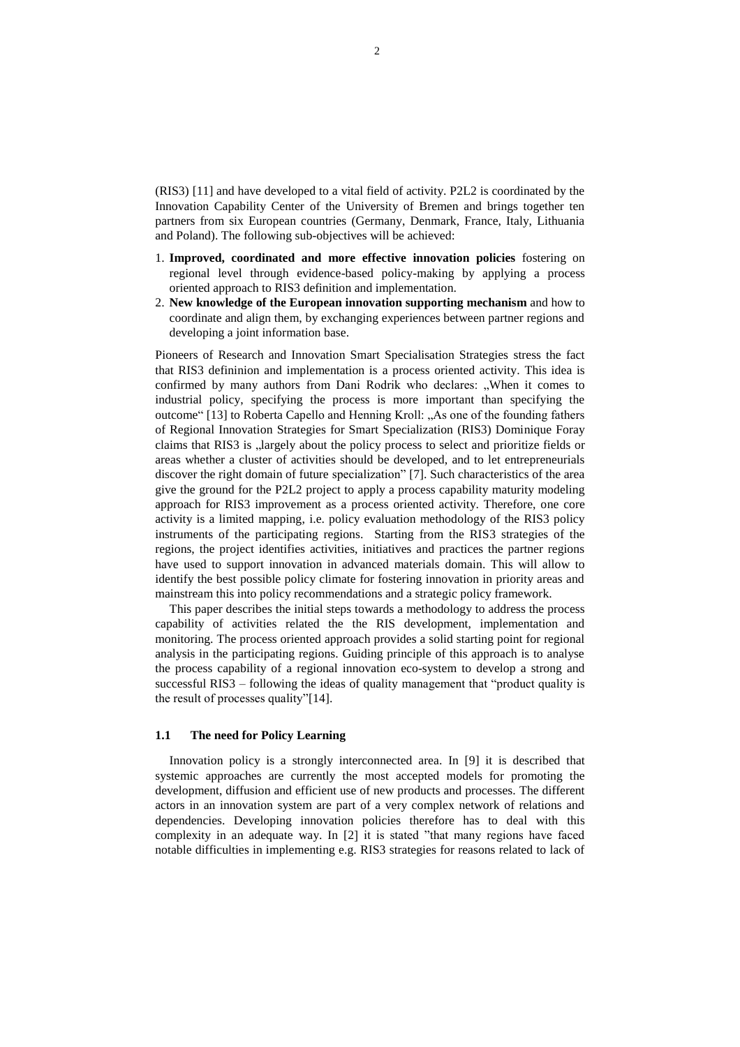(RIS3) [11] and have developed to a vital field of activity. P2L2 is coordinated by the Innovation Capability Center of the University of Bremen and brings together ten partners from six European countries (Germany, Denmark, France, Italy, Lithuania and Poland). The following sub-objectives will be achieved:

1. **Improved, coordinated and more effective innovation policies** fostering on regional level through evidence-based policy-making by applying a process oriented approach to RIS3 definition and implementation.
2. **New knowledge of the European innovation supporting mechanism** and how to coordinate and align them, by exchanging experiences between partner regions and developing a joint information base.

Pioneers of Research and Innovation Smart Specialisation Strategies stress the fact that RIS3 defininion and implementation is a process oriented activity. This idea is confirmed by many authors from Dani Rodrik who declares: „When it comes to industrial policy, specifying the process is more important than specifying the outcome" [13] to Roberta Capello and Henning Kroll: „As one of the founding fathers of Regional Innovation Strategies for Smart Specialization (RIS3) Dominique Foray claims that RIS3 is „largely about the policy process to select and prioritize fields or areas whether a cluster of activities should be developed, and to let entrepreneurials discover the right domain of future specialization" [7]. Such characteristics of the area give the ground for the P2L2 project to apply a process capability maturity modeling approach for RIS3 improvement as a process oriented activity. Therefore, one core activity is a limited mapping, i.e. policy evaluation methodology of the RIS3 policy instruments of the participating regions. Starting from the RIS3 strategies of the regions, the project identifies activities, initiatives and practices the partner regions have used to support innovation in advanced materials domain. This will allow to identify the best possible policy climate for fostering innovation in priority areas and mainstream this into policy recommendations and a strategic policy framework.

This paper describes the initial steps towards a methodology to address the process capability of activities related the the RIS development, implementation and monitoring. The process oriented approach provides a solid starting point for regional analysis in the participating regions. Guiding principle of this approach is to analyse the process capability of a regional innovation eco-system to develop a strong and successful RIS3 – following the ideas of quality management that "product quality is the result of processes quality"[14].

### 1.1 The need for Policy Learning

Innovation policy is a strongly interconnected area. In [9] it is described that systemic approaches are currently the most accepted models for promoting the development, diffusion and efficient use of new products and processes. The different actors in an innovation system are part of a very complex network of relations and dependencies. Developing innovation policies therefore has to deal with this complexity in an adequate way. In [2] it is stated "that many regions have faced notable difficulties in implementing e.g. RIS3 strategies for reasons related to lack of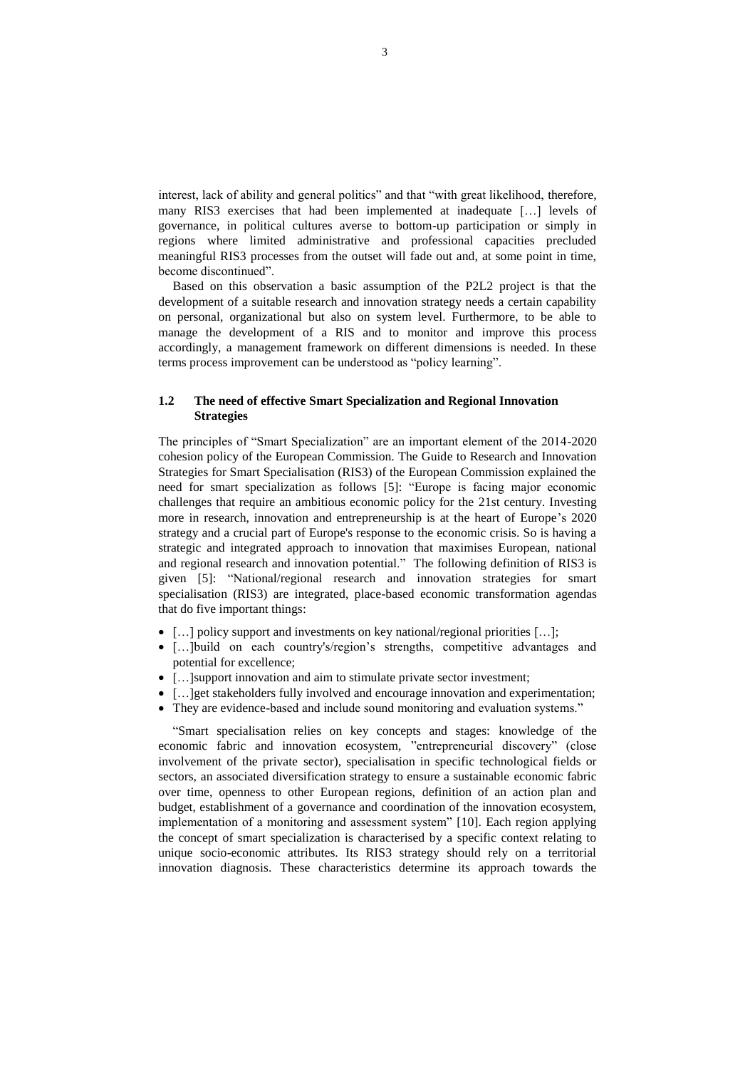interest, lack of ability and general politics" and that "with great likelihood, therefore, many RIS3 exercises that had been implemented at inadequate […] levels of governance, in political cultures averse to bottom-up participation or simply in regions where limited administrative and professional capacities precluded meaningful RIS3 processes from the outset will fade out and, at some point in time, become discontinued".

Based on this observation a basic assumption of the P2L2 project is that the development of a suitable research and innovation strategy needs a certain capability on personal, organizational but also on system level. Furthermore, to be able to manage the development of a RIS and to monitor and improve this process accordingly, a management framework on different dimensions is needed. In these terms process improvement can be understood as "policy learning".

### 1.2 The need of effective Smart Specialization and Regional Innovation Strategies

The principles of "Smart Specialization" are an important element of the 2014-2020 cohesion policy of the European Commission. The Guide to Research and Innovation Strategies for Smart Specialisation (RIS3) of the European Commission explained the need for smart specialization as follows [5]: "Europe is facing major economic challenges that require an ambitious economic policy for the 21st century. Investing more in research, innovation and entrepreneurship is at the heart of Europe's 2020 strategy and a crucial part of Europe's response to the economic crisis. So is having a strategic and integrated approach to innovation that maximises European, national and regional research and innovation potential." The following definition of RIS3 is given [5]: "National/regional research and innovation strategies for smart specialisation (RIS3) are integrated, place-based economic transformation agendas that do five important things:

- […] policy support and investments on key national/regional priorities […];
- […]build on each country's/region's strengths, competitive advantages and potential for excellence;
- […]support innovation and aim to stimulate private sector investment;
- […]get stakeholders fully involved and encourage innovation and experimentation;
- They are evidence-based and include sound monitoring and evaluation systems."

"Smart specialisation relies on key concepts and stages: knowledge of the economic fabric and innovation ecosystem, "entrepreneurial discovery" (close involvement of the private sector), specialisation in specific technological fields or sectors, an associated diversification strategy to ensure a sustainable economic fabric over time, openness to other European regions, definition of an action plan and budget, establishment of a governance and coordination of the innovation ecosystem, implementation of a monitoring and assessment system" [10]. Each region applying the concept of smart specialization is characterised by a specific context relating to unique socio-economic attributes. Its RIS3 strategy should rely on a territorial innovation diagnosis. These characteristics determine its approach towards the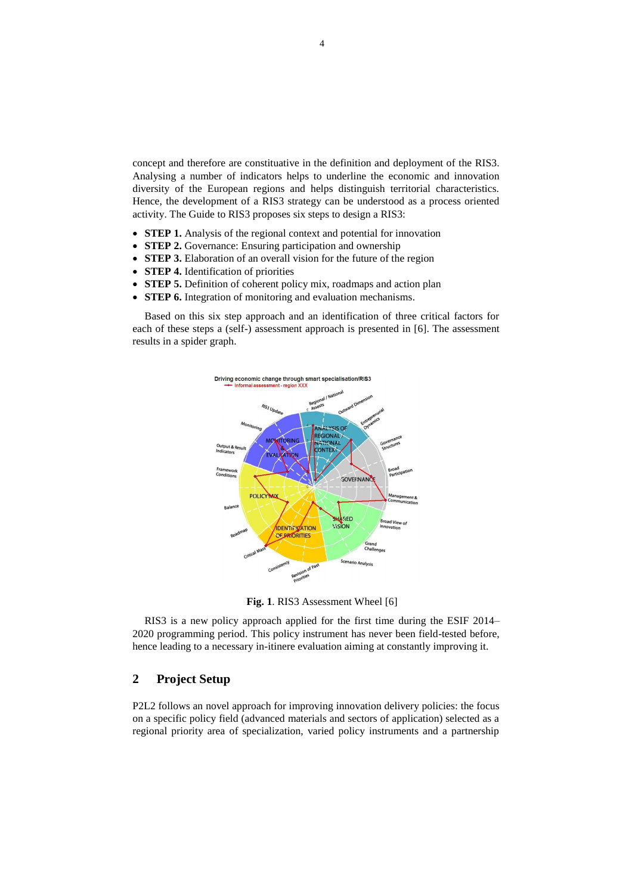concept and therefore are constituative in the definition and deployment of the RIS3. Analysing a number of indicators helps to underline the economic and innovation diversity of the European regions and helps distinguish territorial characteristics. Hence, the development of a RIS3 strategy can be understood as a process oriented activity. The Guide to RIS3 proposes six steps to design a RIS3:

- **STEP 1.** Analysis of the regional context and potential for innovation
- **STEP 2.** Governance: Ensuring participation and ownership
- **STEP 3.** Elaboration of an overall vision for the future of the region
- **STEP 4.** Identification of priorities
- **STEP 5.** Definition of coherent policy mix, roadmaps and action plan
- **STEP 6.** Integration of monitoring and evaluation mechanisms.

Based on this six step approach and an identification of three critical factors for each of these steps a (self-) assessment approach is presented in [6]. The assessment results in a spider graph.

**Fig. 1**. RIS3 Assessment Wheel [6]

RIS3 is a new policy approach applied for the first time during the ESIF 2014–2020 programming period. This policy instrument has never been field-tested before, hence leading to a necessary in-itinere evaluation aiming at constantly improving it.

## 2 Project Setup

P2L2 follows an novel approach for improving innovation delivery policies: the focus on a specific policy field (advanced materials and sectors of application) selected as a regional priority area of specialization, varied policy instruments and a partnership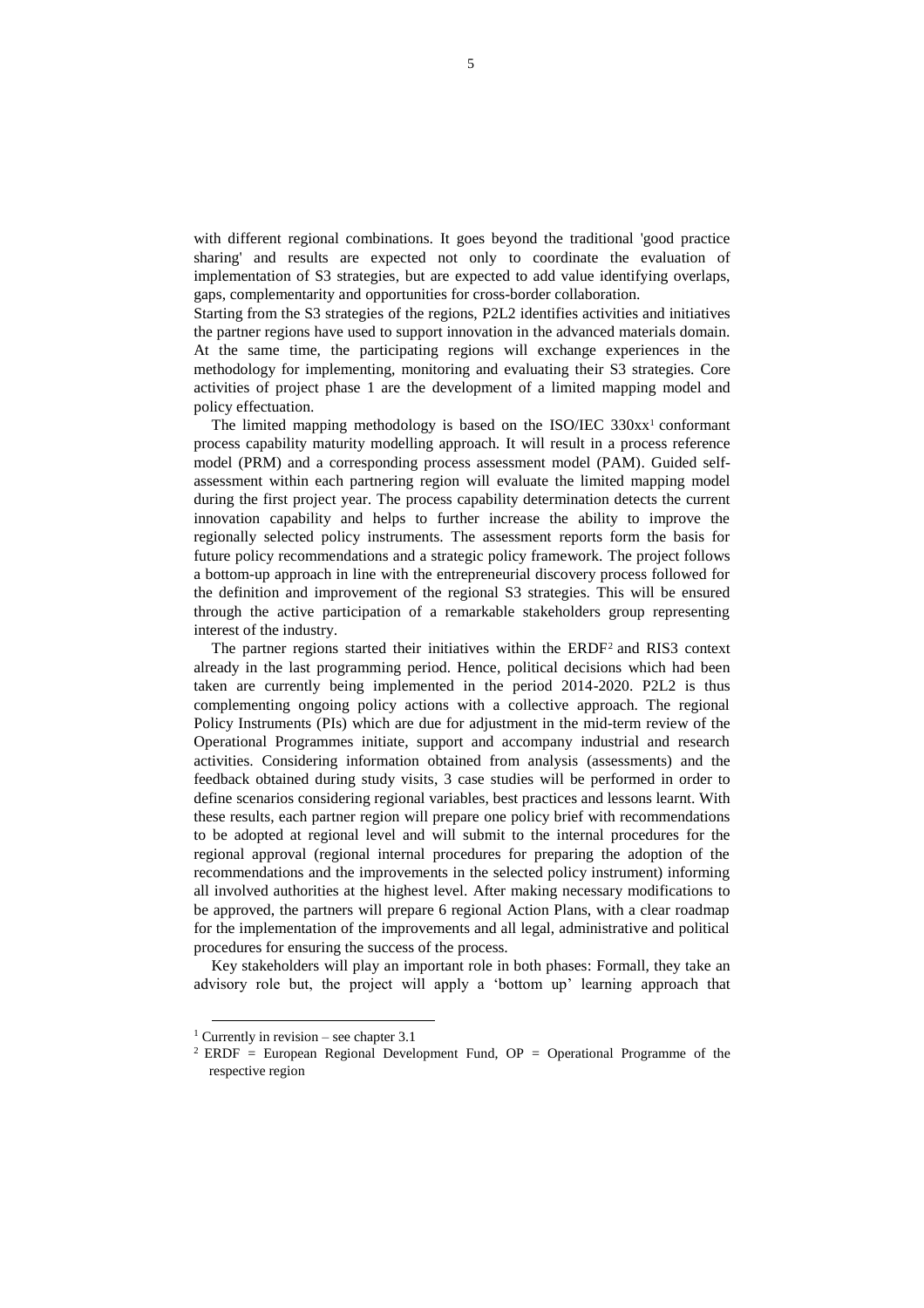with different regional combinations. It goes beyond the traditional 'good practice sharing' and results are expected not only to coordinate the evaluation of implementation of S3 strategies, but are expected to add value identifying overlaps, gaps, complementarity and opportunities for cross-border collaboration.

Starting from the S3 strategies of the regions, P2L2 identifies activities and initiatives the partner regions have used to support innovation in the advanced materials domain. At the same time, the participating regions will exchange experiences in the methodology for implementing, monitoring and evaluating their S3 strategies. Core activities of project phase 1 are the development of a limited mapping model and policy effectuation.

The limited mapping methodology is based on the ISO/IEC 330xx[1] conformant process capability maturity modelling approach. It will result in a process reference model (PRM) and a corresponding process assessment model (PAM). Guided self-assessment within each partnering region will evaluate the limited mapping model during the first project year. The process capability determination detects the current innovation capability and helps to further increase the ability to improve the regionally selected policy instruments. The assessment reports form the basis for future policy recommendations and a strategic policy framework. The project follows a bottom-up approach in line with the entrepreneurial discovery process followed for the definition and improvement of the regional S3 strategies. This will be ensured through the active participation of a remarkable stakeholders group representing interest of the industry.

The partner regions started their initiatives within the ERDF[2] and RIS3 context already in the last programming period. Hence, political decisions which had been taken are currently being implemented in the period 2014-2020. P2L2 is thus complementing ongoing policy actions with a collective approach. The regional Policy Instruments (PIs) which are due for adjustment in the mid-term review of the Operational Programmes initiate, support and accompany industrial and research activities. Considering information obtained from analysis (assessments) and the feedback obtained during study visits, 3 case studies will be performed in order to define scenarios considering regional variables, best practices and lessons learnt. With these results, each partner region will prepare one policy brief with recommendations to be adopted at regional level and will submit to the internal procedures for the regional approval (regional internal procedures for preparing the adoption of the recommendations and the improvements in the selected policy instrument) informing all involved authorities at the highest level. After making necessary modifications to be approved, the partners will prepare 6 regional Action Plans, with a clear roadmap for the implementation of the improvements and all legal, administrative and political procedures for ensuring the success of the process.

Key stakeholders will play an important role in both phases: Formall, they take an advisory role but, the project will apply a 'bottom up' learning approach that

---

[1] Currently in revision – see chapter 3.1

[2] ERDF = European Regional Development Fund, OP = Operational Programme of the respective region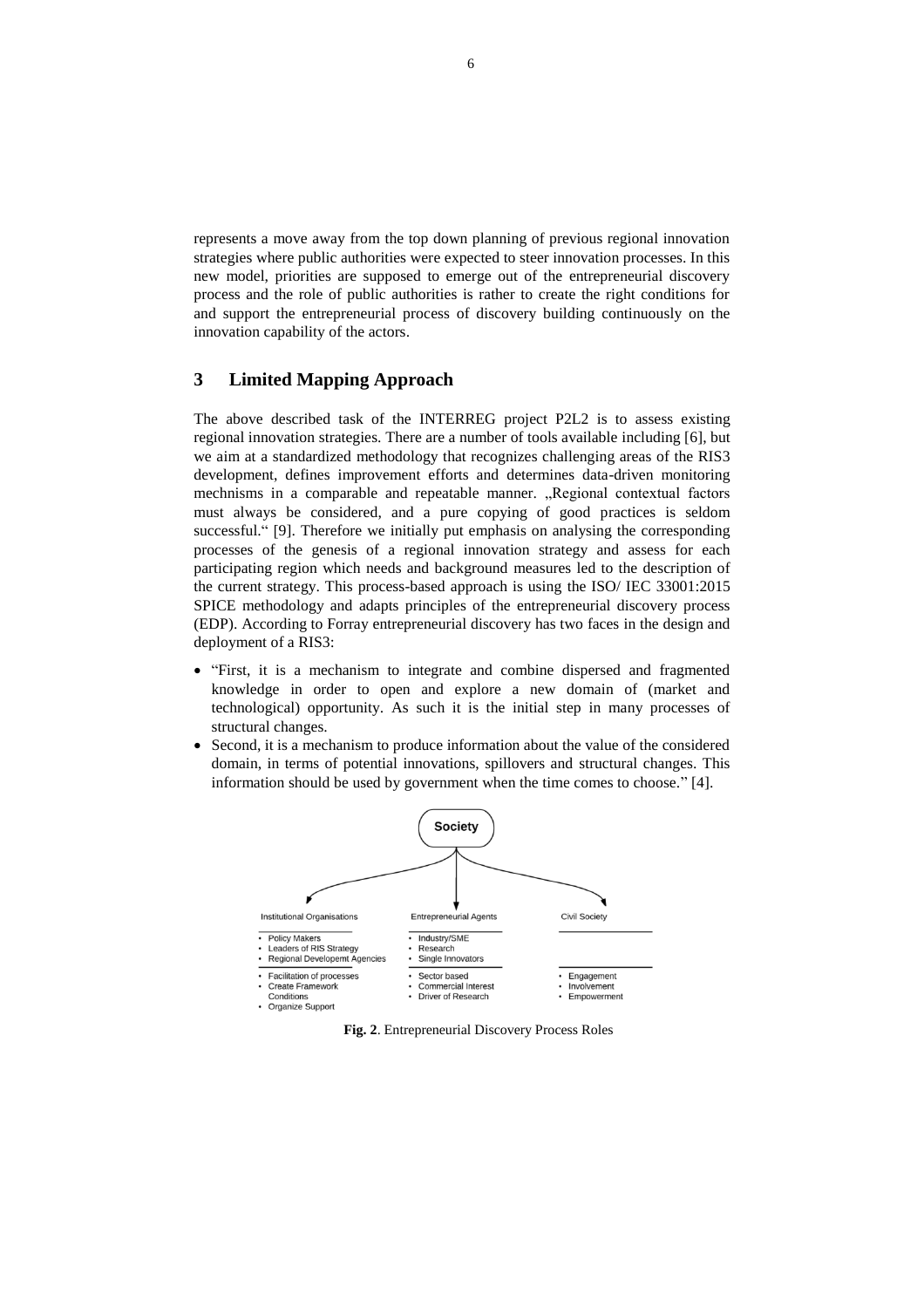represents a move away from the top down planning of previous regional innovation strategies where public authorities were expected to steer innovation processes. In this new model, priorities are supposed to emerge out of the entrepreneurial discovery process and the role of public authorities is rather to create the right conditions for and support the entrepreneurial process of discovery building continuously on the innovation capability of the actors.

## 3 Limited Mapping Approach

The above described task of the INTERREG project P2L2 is to assess existing regional innovation strategies. There are a number of tools available including [6], but we aim at a standardized methodology that recognizes challenging areas of the RIS3 development, defines improvement efforts and determines data-driven monitoring mechnisms in a comparable and repeatable manner. „Regional contextual factors must always be considered, and a pure copying of good practices is seldom successful.“ [9]. Therefore we initially put emphasis on analysing the corresponding processes of the genesis of a regional innovation strategy and assess for each participating region which needs and background measures led to the description of the current strategy. This process-based approach is using the ISO/ IEC 33001:2015 SPICE methodology and adapts principles of the entrepreneurial discovery process (EDP). According to Forray entrepreneurial discovery has two faces in the design and deployment of a RIS3:

- "First, it is a mechanism to integrate and combine dispersed and fragmented knowledge in order to open and explore a new domain of (market and technological) opportunity. As such it is the initial step in many processes of structural changes.
- Second, it is a mechanism to produce information about the value of the considered domain, in terms of potential innovations, spillovers and structural changes. This information should be used by government when the time comes to choose." [4].

**Fig. 2**. Entrepreneurial Discovery Process Roles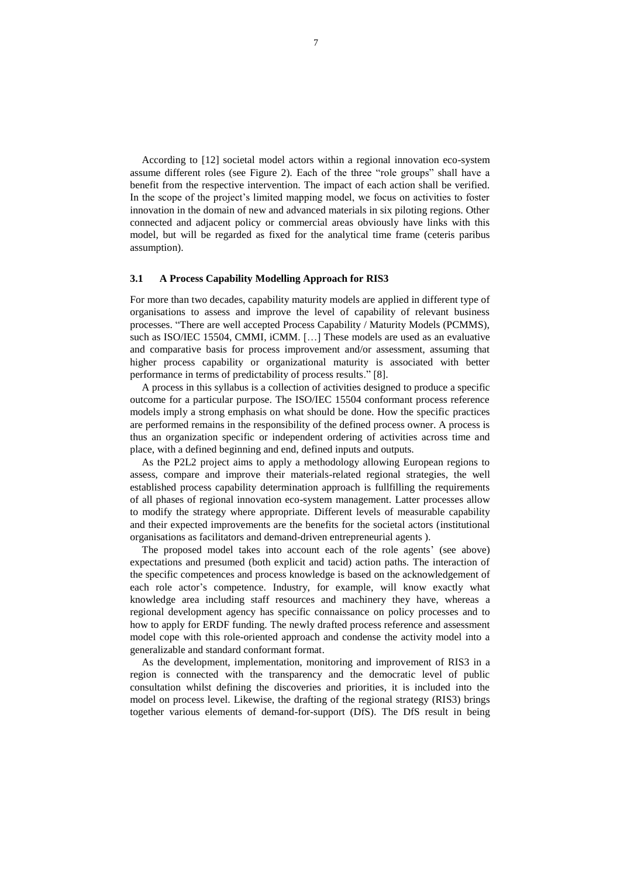According to [12] societal model actors within a regional innovation eco-system assume different roles (see Figure 2). Each of the three "role groups" shall have a benefit from the respective intervention. The impact of each action shall be verified. In the scope of the project's limited mapping model, we focus on activities to foster innovation in the domain of new and advanced materials in six piloting regions. Other connected and adjacent policy or commercial areas obviously have links with this model, but will be regarded as fixed for the analytical time frame (ceteris paribus assumption).

### 3.1 A Process Capability Modelling Approach for RIS3

For more than two decades, capability maturity models are applied in different type of organisations to assess and improve the level of capability of relevant business processes. "There are well accepted Process Capability / Maturity Models (PCMMS), such as ISO/IEC 15504, CMMI, iCMM. […] These models are used as an evaluative and comparative basis for process improvement and/or assessment, assuming that higher process capability or organizational maturity is associated with better performance in terms of predictability of process results." [8].

A process in this syllabus is a collection of activities designed to produce a specific outcome for a particular purpose. The ISO/IEC 15504 conformant process reference models imply a strong emphasis on what should be done. How the specific practices are performed remains in the responsibility of the defined process owner. A process is thus an organization specific or independent ordering of activities across time and place, with a defined beginning and end, defined inputs and outputs.

As the P2L2 project aims to apply a methodology allowing European regions to assess, compare and improve their materials-related regional strategies, the well established process capability determination approach is fullfilling the requirements of all phases of regional innovation eco-system management. Latter processes allow to modify the strategy where appropriate. Different levels of measurable capability and their expected improvements are the benefits for the societal actors (institutional organisations as facilitators and demand-driven entrepreneurial agents ).

The proposed model takes into account each of the role agents' (see above) expectations and presumed (both explicit and tacid) action paths. The interaction of the specific competences and process knowledge is based on the acknowledgement of each role actor's competence. Industry, for example, will know exactly what knowledge area including staff resources and machinery they have, whereas a regional development agency has specific connaissance on policy processes and to how to apply for ERDF funding. The newly drafted process reference and assessment model cope with this role-oriented approach and condense the activity model into a generalizable and standard conformant format.

As the development, implementation, monitoring and improvement of RIS3 in a region is connected with the transparency and the democratic level of public consultation whilst defining the discoveries and priorities, it is included into the model on process level. Likewise, the drafting of the regional strategy (RIS3) brings together various elements of demand-for-support (DfS). The DfS result in being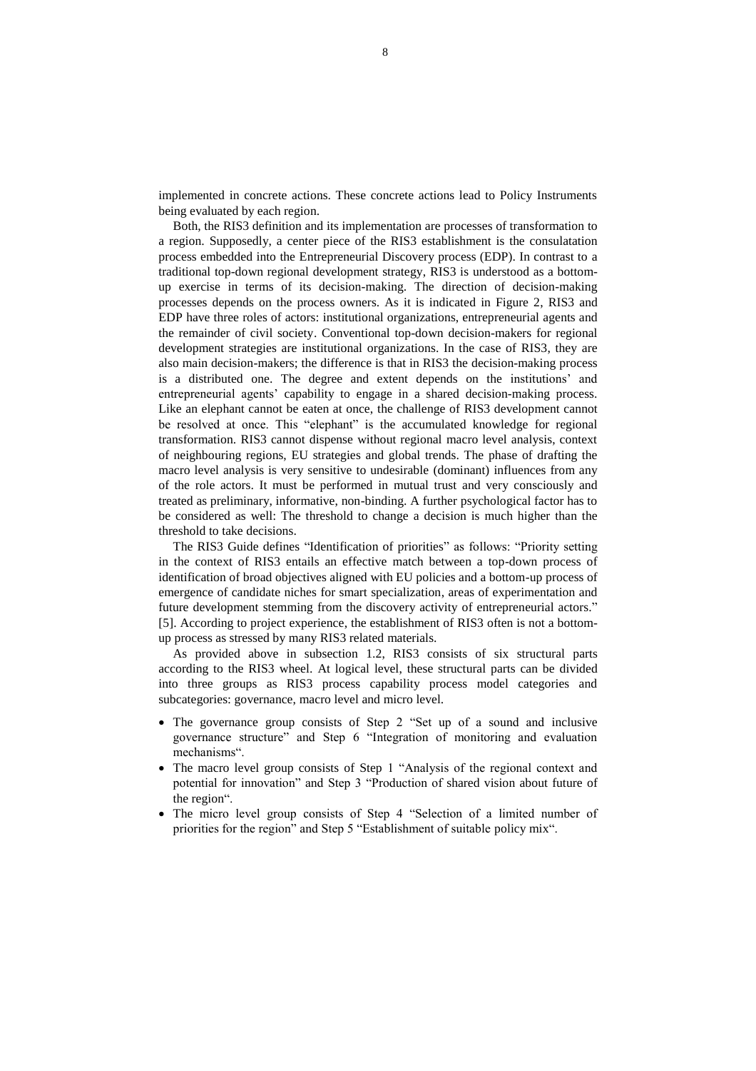implemented in concrete actions. These concrete actions lead to Policy Instruments being evaluated by each region.

Both, the RIS3 definition and its implementation are processes of transformation to a region. Supposedly, a center piece of the RIS3 establishment is the consulatation process embedded into the Entrepreneurial Discovery process (EDP). In contrast to a traditional top-down regional development strategy, RIS3 is understood as a bottom-up exercise in terms of its decision-making. The direction of decision-making processes depends on the process owners. As it is indicated in Figure 2, RIS3 and EDP have three roles of actors: institutional organizations, entrepreneurial agents and the remainder of civil society. Conventional top-down decision-makers for regional development strategies are institutional organizations. In the case of RIS3, they are also main decision-makers; the difference is that in RIS3 the decision-making process is a distributed one. The degree and extent depends on the institutions' and entrepreneurial agents' capability to engage in a shared decision-making process. Like an elephant cannot be eaten at once, the challenge of RIS3 development cannot be resolved at once. This "elephant" is the accumulated knowledge for regional transformation. RIS3 cannot dispense without regional macro level analysis, context of neighbouring regions, EU strategies and global trends. The phase of drafting the macro level analysis is very sensitive to undesirable (dominant) influences from any of the role actors. It must be performed in mutual trust and very consciously and treated as preliminary, informative, non-binding. A further psychological factor has to be considered as well: The threshold to change a decision is much higher than the threshold to take decisions.

The RIS3 Guide defines "Identification of priorities" as follows: "Priority setting in the context of RIS3 entails an effective match between a top-down process of identification of broad objectives aligned with EU policies and a bottom-up process of emergence of candidate niches for smart specialization, areas of experimentation and future development stemming from the discovery activity of entrepreneurial actors." [5]. According to project experience, the establishment of RIS3 often is not a bottom-up process as stressed by many RIS3 related materials.

As provided above in subsection 1.2, RIS3 consists of six structural parts according to the RIS3 wheel. At logical level, these structural parts can be divided into three groups as RIS3 process capability process model categories and subcategories: governance, macro level and micro level.

- The governance group consists of Step 2 "Set up of a sound and inclusive governance structure" and Step 6 "Integration of monitoring and evaluation mechanisms".
- The macro level group consists of Step 1 "Analysis of the regional context and potential for innovation" and Step 3 "Production of shared vision about future of the region".
- The micro level group consists of Step 4 "Selection of a limited number of priorities for the region" and Step 5 "Establishment of suitable policy mix".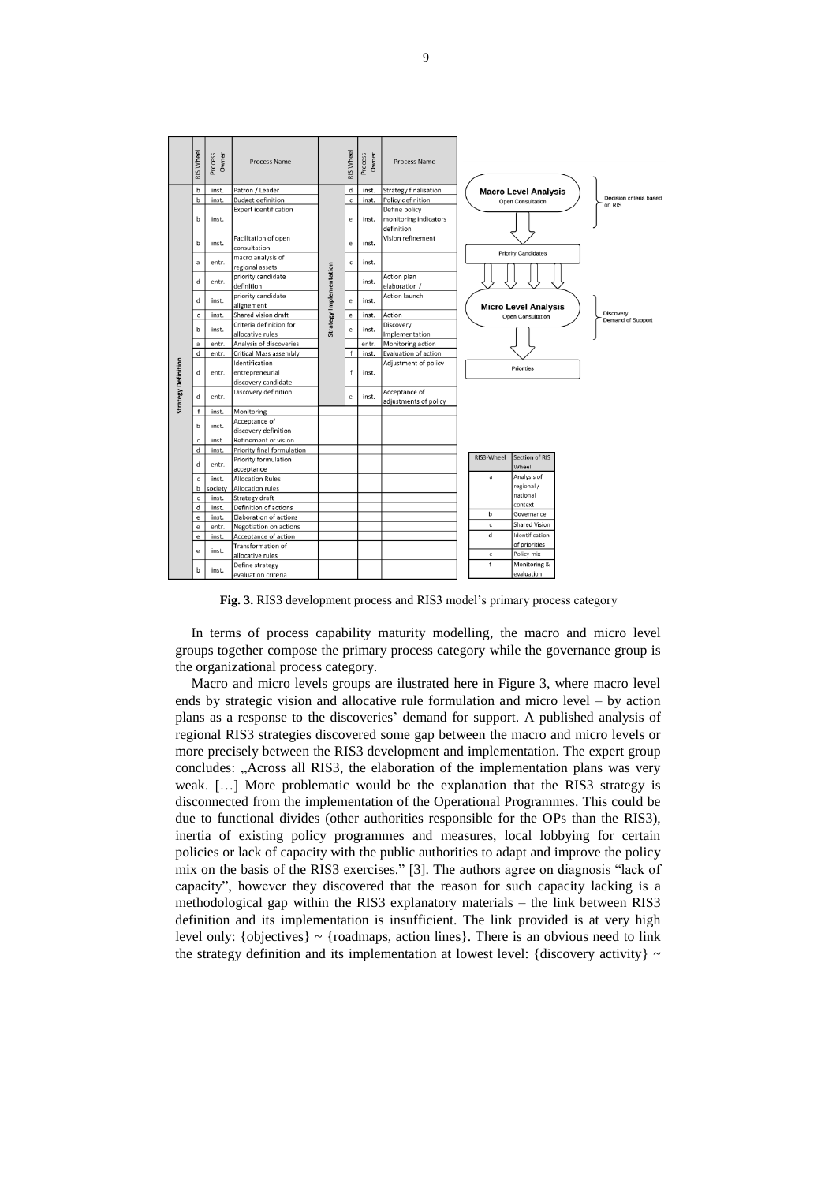| | RIS Wheel | Process Owner | Process Name | | RIS Wheel | Process Owner | Process Name |
|---|---|---|---|---|---|---|---|
| Strategy Definition | b | inst. | Patron / Leader | Strategy Implementation | d | inst. | Strategy finalisation |
| | b | inst. | Budget definition | | c | inst. | Policy definition |
| | b | inst. | Expert identification | | e | inst. | Define policy monitoring indicators definition |
| | b | inst. | Facilitation of open consultation | | e | inst. | Vision refinement |
| | a | entr. | macro analysis of regional assets | | c | inst. | |
| | d | entr. | priority candidate definition | | | inst. | Action plan elaboration / |
| | d | inst. | priority candidate alignement | | e | inst. | Action launch |
| | c | inst. | Shared vision draft | | e | inst. | Action |
| | b | inst. | Criteria definition for allocative rules | | e | inst. | Discovery Implementation |
| | a | entr. | Analysis of discoveries | | | entr. | Monitoring action |
| | d | entr. | Critical Mass assembly | | f | inst. | Evaluation of action |
| | d | entr. | Identification entrepreneurial discovery candidate | | f | inst. | Adjustment of policy |
| | d | entr. | Discovery definition | | e | inst. | Acceptance of adjustments of policy |
| | f | inst. | Monitoring | | | | |
| | b | inst. | Acceptance of discovery definition | | | | |
| | c | inst. | Refinement of vision | | | | |
| | d | inst. | Priority final formulation | | | | |
| | d | entr. | Priority formulation acceptance | | | | |
| | c | inst. | Allocation Rules | | | | |
| | b | society | Allocation rules | | | | |
| | c | inst. | Strategy draft | | | | |
| | d | inst. | Definition of actions | | | | |
| | e | inst. | Elaboration of actions | | | | |
| | e | entr. | Negotiation on actions | | | | |
| | e | inst. | Acceptance of action | | | | |
| | e | inst. | Transformation of allocative rules | | | | |
| | b | inst. | Define strategy evaluation criteria | | | | |

Macro Level Analysis – Open Consultation → Decision criteria based on RIS

Priority Candidates

Micro Level Analysis – Open Consultation → Discovery Demand of Support

Priorities

| RIS3-Wheel | Section of RIS Wheel |
|---|---|
| a | Analysis of regional / national context |
| b | Governance |
| c | Shared Vision |
| d | Identification of priorities |
| e | Policy mix |
| f | Monitoring & evaluation |

**Fig. 3.** RIS3 development process and RIS3 model's primary process category

In terms of process capability maturity modelling, the macro and micro level groups together compose the primary process category while the governance group is the organizational process category.

Macro and micro levels groups are ilustrated here in Figure 3, where macro level ends by strategic vision and allocative rule formulation and micro level – by action plans as a response to the discoveries' demand for support. A published analysis of regional RIS3 strategies discovered some gap between the macro and micro levels or more precisely between the RIS3 development and implementation. The expert group concludes: „Across all RIS3, the elaboration of the implementation plans was very weak. […] More problematic would be the explanation that the RIS3 strategy is disconnected from the implementation of the Operational Programmes. This could be due to functional divides (other authorities responsible for the OPs than the RIS3), inertia of existing policy programmes and measures, local lobbying for certain policies or lack of capacity with the public authorities to adapt and improve the policy mix on the basis of the RIS3 exercises." [3]. The authors agree on diagnosis "lack of capacity", however they discovered that the reason for such capacity lacking is a methodological gap within the RIS3 explanatory materials – the link between RIS3 definition and its implementation is insufficient. The link provided is at very high level only: {objectives} ~ {roadmaps, action lines}. There is an obvious need to link the strategy definition and its implementation at lowest level: {discovery activity} ~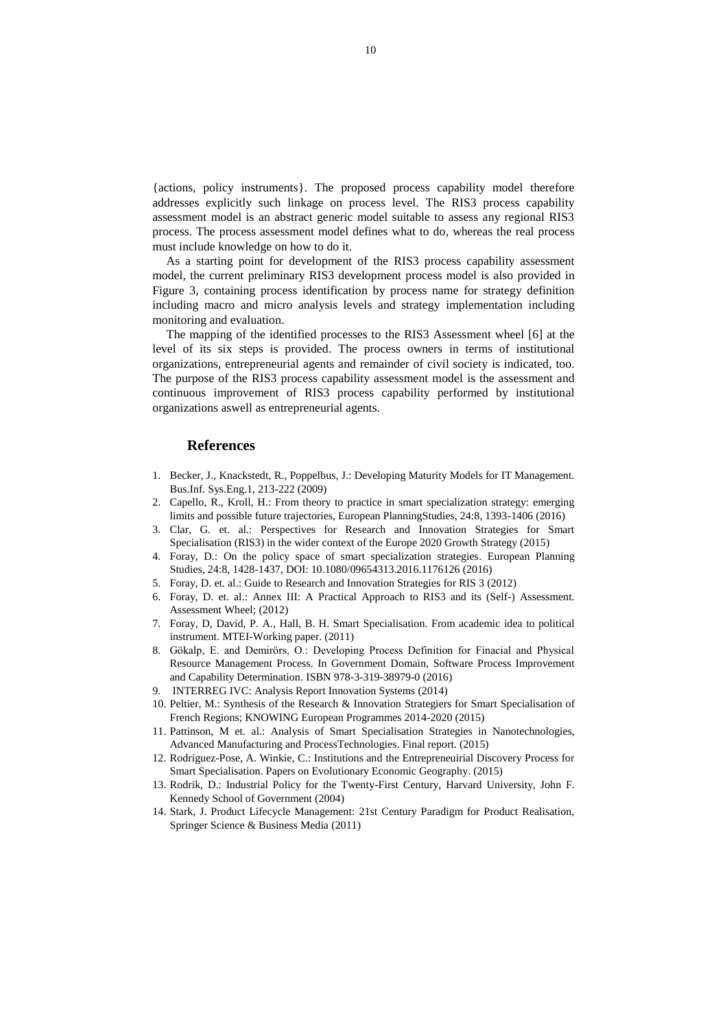{actions, policy instruments}. The proposed process capability model therefore addresses explicitly such linkage on process level. The RIS3 process capability assessment model is an abstract generic model suitable to assess any regional RIS3 process. The process assessment model defines what to do, whereas the real process must include knowledge on how to do it.

As a starting point for development of the RIS3 process capability assessment model, the current preliminary RIS3 development process model is also provided in Figure 3, containing process identification by process name for strategy definition including macro and micro analysis levels and strategy implementation including monitoring and evaluation.

The mapping of the identified processes to the RIS3 Assessment wheel [6] at the level of its six steps is provided. The process owners in terms of institutional organizations, entrepreneurial agents and remainder of civil society is indicated, too. The purpose of the RIS3 process capability assessment model is the assessment and continuous improvement of RIS3 process capability performed by institutional organizations aswell as entrepreneurial agents.

## References

1. Becker, J., Knackstedt, R., Poppelbus, J.: Developing Maturity Models for IT Management. Bus.Inf. Sys.Eng.1, 213-222 (2009)
2. Capello, R., Kroll, H.: From theory to practice in smart specialization strategy: emerging limits and possible future trajectories, European PlanningStudies, 24:8, 1393-1406 (2016)
3. Clar, G. et. al.: Perspectives for Research and Innovation Strategies for Smart Specialisation (RIS3) in the wider context of the Europe 2020 Growth Strategy (2015)
4. Foray, D.: On the policy space of smart specialization strategies. European Planning Studies, 24:8, 1428-1437, DOI: 10.1080/09654313.2016.1176126 (2016)
5. Foray, D. et. al.: Guide to Research and Innovation Strategies for RIS 3 (2012)
6. Foray, D. et. al.: Annex III: A Practical Approach to RIS3 and its (Self-) Assessment. Assessment Wheel; (2012)
7. Foray, D, David, P. A., Hall, B. H. Smart Specialisation. From academic idea to political instrument. MTEI-Working paper. (2011)
8. Gökalp, E. and Demirörs, O.: Developing Process Definition for Finacial and Physical Resource Management Process. In Government Domain, Software Process Improvement and Capability Determination. ISBN 978-3-319-38979-0 (2016)
9. INTERREG IVC: Analysis Report Innovation Systems (2014)
10. Peltier, M.: Synthesis of the Research & Innovation Strategiers for Smart Specialisation of French Regions; KNOWING European Programmes 2014-2020 (2015)
11. Pattinson, M et. al.: Analysis of Smart Specialisation Strategies in Nanotechnologies, Advanced Manufacturing and ProcessTechnologies. Final report. (2015)
12. Rodriguez-Pose, A. Winkie, C.: Institutions and the Entrepreneuirial Discovery Process for Smart Specialisation. Papers on Evolutionary Economic Geography. (2015)
13. Rodrik, D.: Industrial Policy for the Twenty-First Century, Harvard University, John F. Kennedy School of Government (2004)
14. Stark, J. Product Lifecycle Management: 21st Century Paradigm for Product Realisation, Springer Science & Business Media (2011)